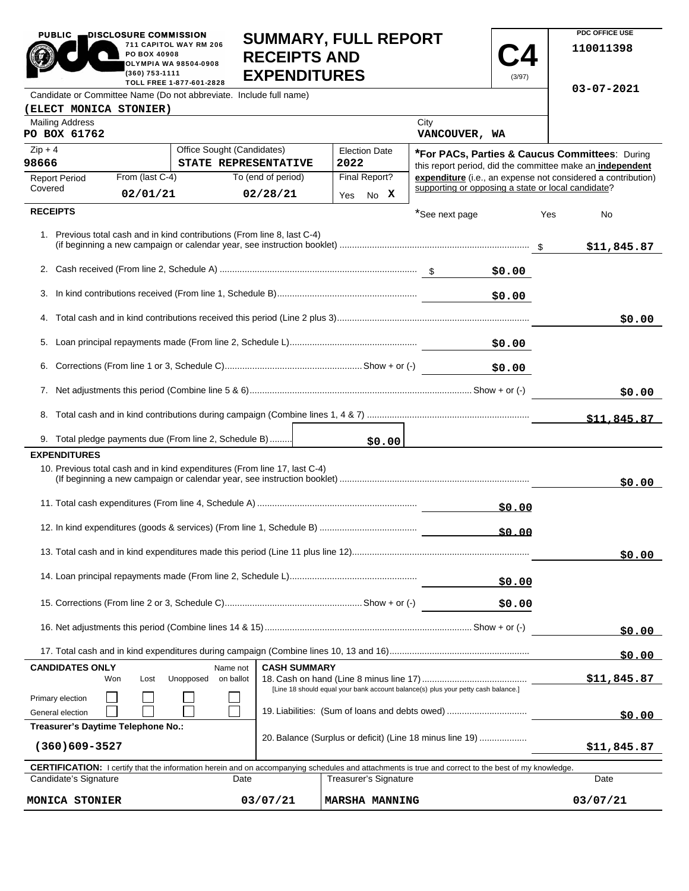PUBLIC DISCLOSURE COMMISSION
711 CAPITOL WAY RM 206
PO BOX 40908
OLYMPIA WA 98504-0908
(360) 753-1111
TOLL FREE 1-877-601-2828

# SUMMARY, FULL REPORT RECEIPTS AND EXPENDITURES

**C4** (3/97)

PDC OFFICE USE
110011398

03-07-2021

| Candidate or Committee Name (Do not abbreviate. Include full name) | | |
|---|---|---|
| (ELECT MONICA STONIER) | | |
| Mailing Address: PO BOX 61762 | City: VANCOUVER, WA | |
| Zip + 4: 98666 | Office Sought (Candidates): STATE REPRESENTATIVE | Election Date: 2022 |
| Report Period Covered — From (last C-4): 02/01/21 | To (end of period): 02/28/21 | Final Report? Yes No X |

***For PACs, Parties & Caucus Committees**: During this report period, did the committee make an **independent expenditure** (i.e., an expense not considered a contribution) supporting or opposing a state or local candidate?

*See next page — Yes — No

## RECEIPTS

| Line | Description | Amount | Total |
|---|---|---|---|
| 1. | Previous total cash and in kind contributions (From line 8, last C-4) (if beginning a new campaign or calendar year, see instruction booklet) | | $11,845.87 |
| 2. | Cash received (From line 2, Schedule A) | $0.00 | |
| 3. | In kind contributions received (From line 1, Schedule B) | $0.00 | |
| 4. | Total cash and in kind contributions received this period (Line 2 plus 3) | | $0.00 |
| 5. | Loan principal repayments made (From line 2, Schedule L) | $0.00 | |
| 6. | Corrections (From line 1 or 3, Schedule C) Show + or (-) | $0.00 | |
| 7. | Net adjustments this period (Combine line 5 & 6) Show + or (-) | | $0.00 |
| 8. | Total cash and in kind contributions during campaign (Combine lines 1, 4 & 7) | | $11,845.87 |
| 9. | Total pledge payments due (From line 2, Schedule B) | $0.00 | |

## EXPENDITURES

| Line | Description | Amount | Total |
|---|---|---|---|
| 10. | Previous total cash and in kind expenditures (From line 17, last C-4) (If beginning a new campaign or calendar year, see instruction booklet) | | $0.00 |
| 11. | Total cash expenditures (From line 4, Schedule A) | $0.00 | |
| 12. | In kind expenditures (goods & services) (From line 1, Schedule B) | $0.00 | |
| 13. | Total cash and in kind expenditures made this period (Line 11 plus line 12) | | $0.00 |
| 14. | Loan principal repayments made (From line 2, Schedule L) | $0.00 | |
| 15. | Corrections (From line 2 or 3, Schedule C) Show + or (-) | $0.00 | |
| 16. | Net adjustments this period (Combine lines 14 & 15) Show + or (-) | | $0.00 |
| 17. | Total cash and in kind expenditures during campaign (Combine lines 10, 13 and 16) | | $0.00 |

**CANDIDATES ONLY**

| | Won | Lost | Unopposed | Name not on ballot |
|---|---|---|---|---|
| Primary election | ☐ | ☐ | ☐ | ☐ |
| General election | ☐ | ☐ | ☐ | ☐ |

**Treasurer's Daytime Telephone No.:** (360)609-3527

**CASH SUMMARY**

| Line | Description | Amount |
|---|---|---|
| 18. | Cash on hand (Line 8 minus line 17) [Line 18 should equal your bank account balance(s) plus your petty cash balance.] | $11,845.87 |
| 19. | Liabilities: (Sum of loans and debts owed) | $0.00 |
| 20. | Balance (Surplus or deficit) (Line 18 minus line 19) | $11,845.87 |

**CERTIFICATION:** I certify that the information herein and on accompanying schedules and attachments is true and correct to the best of my knowledge.

| Candidate's Signature | Date | Treasurer's Signature | Date |
|---|---|---|---|
| MONICA STONIER | 03/07/21 | MARSHA MANNING | 03/07/21 |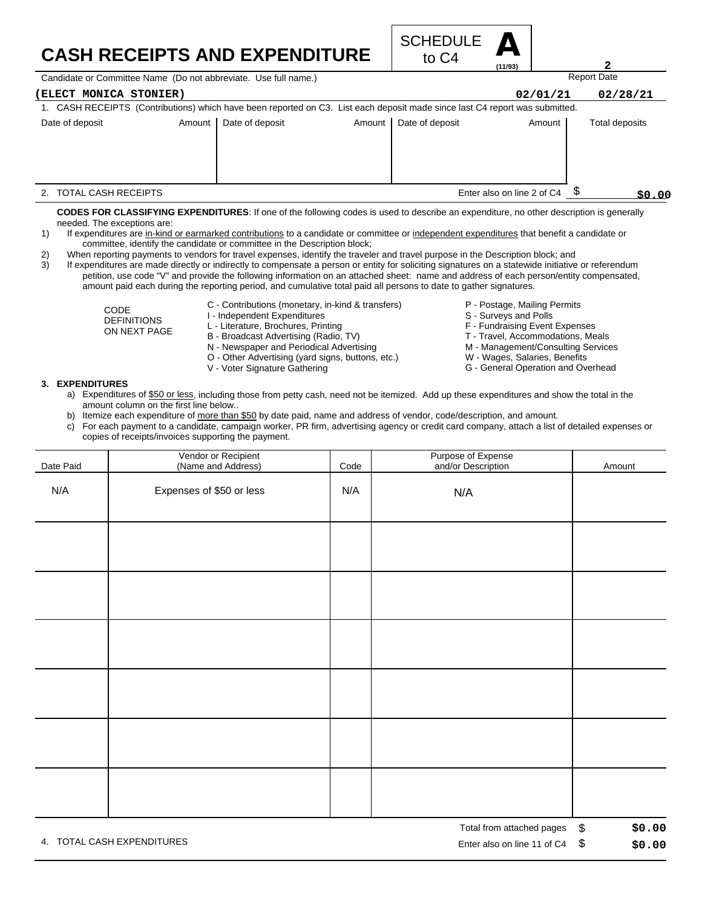# CASH RECEIPTS AND EXPENDITURE

SCHEDULE **A** to C4 (11/93)

Candidate or Committee Name (Do not abbreviate. Use full name.)

**(ELECT MONICA STONIER)**

Report Date: 02/01/21 02/28/21

1. CASH RECEIPTS (Contributions) which have been reported on C3. List each deposit made since last C4 report was submitted.

| Date of deposit | Amount | Date of deposit | Amount | Date of deposit | Amount | Total deposits |
|---|---|---|---|---|---|---|
| | | | | | | |

2. TOTAL CASH RECEIPTS Enter also on line 2 of C4 $ **$0.00**

**CODES FOR CLASSIFYING EXPENDITURES**: If one of the following codes is used to describe an expenditure, no other description is generally needed. The exceptions are:

1) If expenditures are in-kind or earmarked contributions to a candidate or committee or independent expenditures that benefit a candidate or committee, identify the candidate or committee in the Description block;
2) When reporting payments to vendors for travel expenses, identify the traveler and travel purpose in the Description block; and
3) If expenditures are made directly or indirectly to compensate a person or entity for soliciting signatures on a statewide initiative or referendum petition, use code "V" and provide the following information on an attached sheet: name and address of each person/entity compensated, amount paid each during the reporting period, and cumulative total paid all persons to date to gather signatures.

CODE DEFINITIONS ON NEXT PAGE

- C - Contributions (monetary, in-kind & transfers)
- I - Independent Expenditures
- L - Literature, Brochures, Printing
- B - Broadcast Advertising (Radio, TV)
- N - Newspaper and Periodical Advertising
- O - Other Advertising (yard signs, buttons, etc.)
- V - Voter Signature Gathering
- P - Postage, Mailing Permits
- S - Surveys and Polls
- F - Fundraising Event Expenses
- T - Travel, Accommodations, Meals
- M - Management/Consulting Services
- W - Wages, Salaries, Benefits
- G - General Operation and Overhead

**3. EXPENDITURES**

a) Expenditures of $50 or less, including those from petty cash, need not be itemized. Add up these expenditures and show the total in the amount column on the first line below..
b) Itemize each expenditure of more than $50 by date paid, name and address of vendor, code/description, and amount.
c) For each payment to a candidate, campaign worker, PR firm, advertising agency or credit card company, attach a list of detailed expenses or copies of receipts/invoices supporting the payment.

| Date Paid | Vendor or Recipient (Name and Address) | Code | Purpose of Expense and/or Description | Amount |
|---|---|---|---|---|
| N/A | Expenses of $50 or less | N/A | N/A | |
| | | | | |
| | | | | |
| | | | | |
| | | | | |
| | | | | |
| | | | | |

Total from attached pages $ **$0.00**

4. TOTAL CASH EXPENDITURES Enter also on line 11 of C4 $ **$0.00**